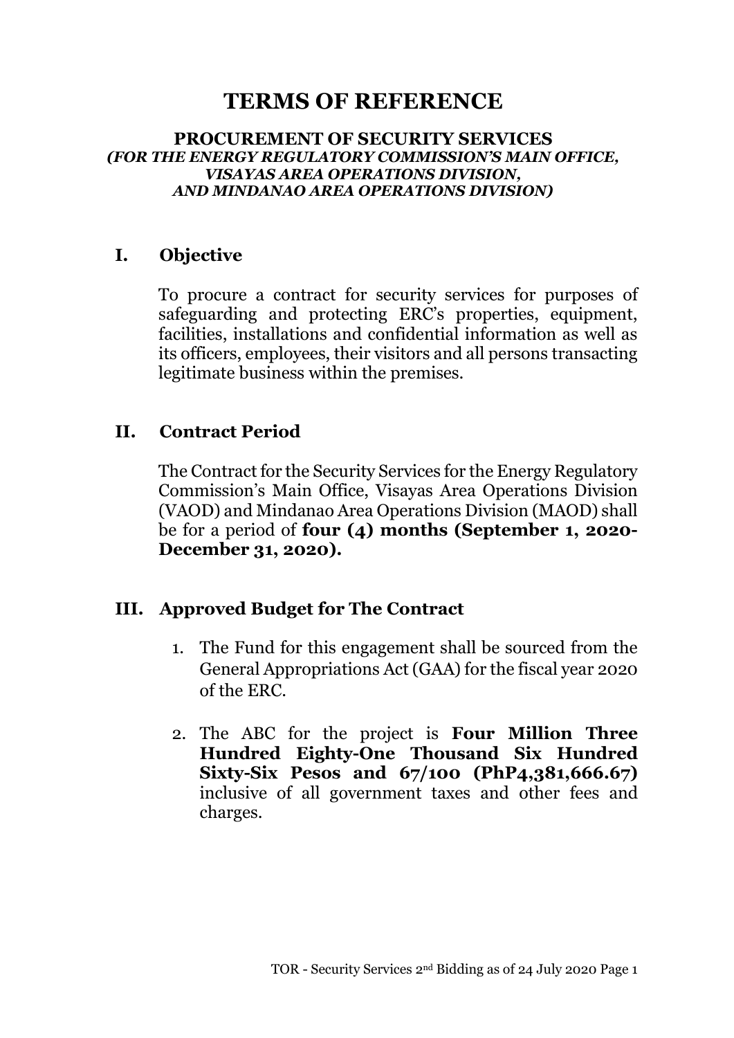# TERMS OF REFERENCE

**PROCUREMENT OF SECURITY SERVICES**
***(FOR THE ENERGY REGULATORY COMMISSION'S MAIN OFFICE, VISAYAS AREA OPERATIONS DIVISION, AND MINDANAO AREA OPERATIONS DIVISION)***

## I. Objective

To procure a contract for security services for purposes of safeguarding and protecting ERC's properties, equipment, facilities, installations and confidential information as well as its officers, employees, their visitors and all persons transacting legitimate business within the premises.

## II. Contract Period

The Contract for the Security Services for the Energy Regulatory Commission's Main Office, Visayas Area Operations Division (VAOD) and Mindanao Area Operations Division (MAOD) shall be for a period of **four (4) months (September 1, 2020-December 31, 2020).**

## III. Approved Budget for The Contract

1. The Fund for this engagement shall be sourced from the General Appropriations Act (GAA) for the fiscal year 2020 of the ERC.

2. The ABC for the project is **Four Million Three Hundred Eighty-One Thousand Six Hundred Sixty-Six Pesos and 67/100 (PhP4,381,666.67)** inclusive of all government taxes and other fees and charges.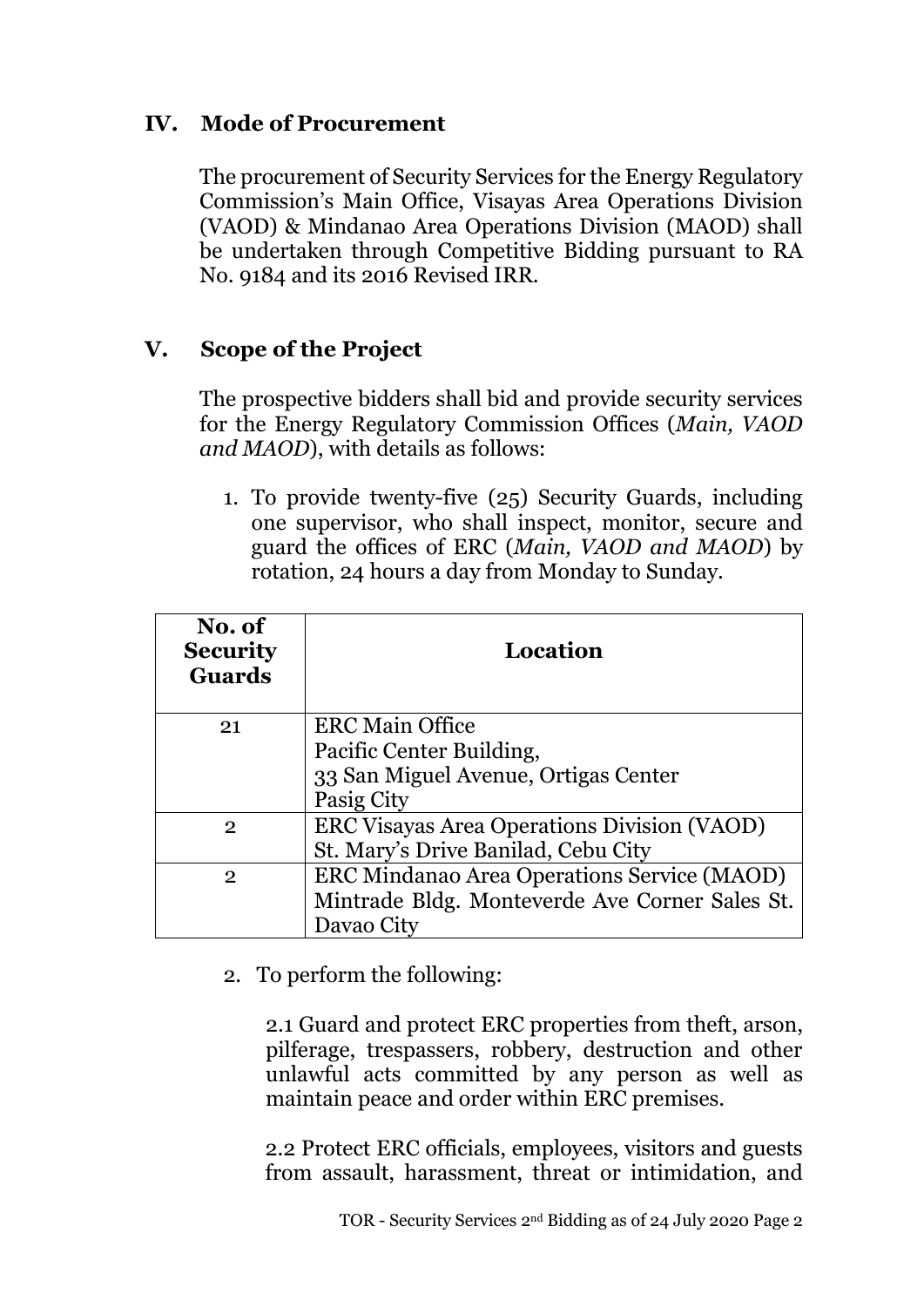## IV. Mode of Procurement

The procurement of Security Services for the Energy Regulatory Commission's Main Office, Visayas Area Operations Division (VAOD) & Mindanao Area Operations Division (MAOD) shall be undertaken through Competitive Bidding pursuant to RA No. 9184 and its 2016 Revised IRR.

## V. Scope of the Project

The prospective bidders shall bid and provide security services for the Energy Regulatory Commission Offices (*Main, VAOD and MAOD*), with details as follows:

1. To provide twenty-five (25) Security Guards, including one supervisor, who shall inspect, monitor, secure and guard the offices of ERC (*Main, VAOD and MAOD*) by rotation, 24 hours a day from Monday to Sunday.

| No. of Security Guards | Location |
|---|---|
| 21 | ERC Main Office<br>Pacific Center Building,<br>33 San Miguel Avenue, Ortigas Center<br>Pasig City |
| 2 | ERC Visayas Area Operations Division (VAOD)<br>St. Mary's Drive Banilad, Cebu City |
| 2 | ERC Mindanao Area Operations Service (MAOD)<br>Mintrade Bldg. Monteverde Ave Corner Sales St.<br>Davao City |

2. To perform the following:

   2.1 Guard and protect ERC properties from theft, arson, pilferage, trespassers, robbery, destruction and other unlawful acts committed by any person as well as maintain peace and order within ERC premises.

   2.2 Protect ERC officials, employees, visitors and guests from assault, harassment, threat or intimidation, and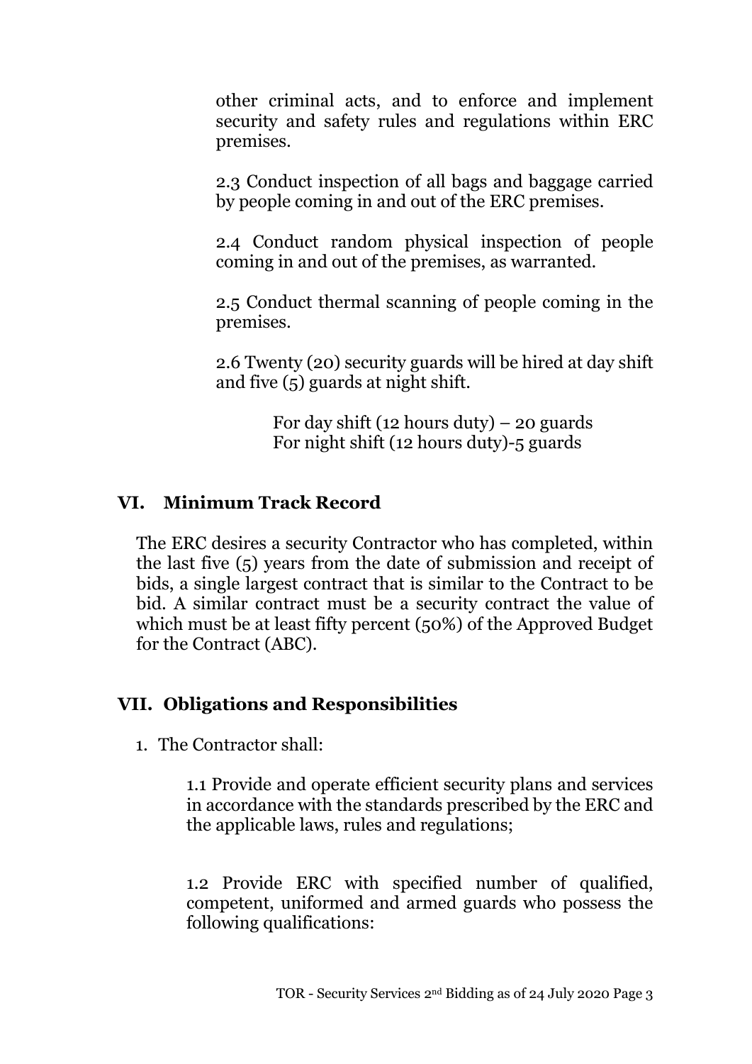other criminal acts, and to enforce and implement security and safety rules and regulations within ERC premises.

2.3 Conduct inspection of all bags and baggage carried by people coming in and out of the ERC premises.

2.4 Conduct random physical inspection of people coming in and out of the premises, as warranted.

2.5 Conduct thermal scanning of people coming in the premises.

2.6 Twenty (20) security guards will be hired at day shift and five (5) guards at night shift.

For day shift (12 hours duty) – 20 guards
For night shift (12 hours duty)-5 guards

## VI. Minimum Track Record

The ERC desires a security Contractor who has completed, within the last five (5) years from the date of submission and receipt of bids, a single largest contract that is similar to the Contract to be bid. A similar contract must be a security contract the value of which must be at least fifty percent (50%) of the Approved Budget for the Contract (ABC).

## VII. Obligations and Responsibilities

1. The Contractor shall:

1.1 Provide and operate efficient security plans and services in accordance with the standards prescribed by the ERC and the applicable laws, rules and regulations;

1.2 Provide ERC with specified number of qualified, competent, uniformed and armed guards who possess the following qualifications: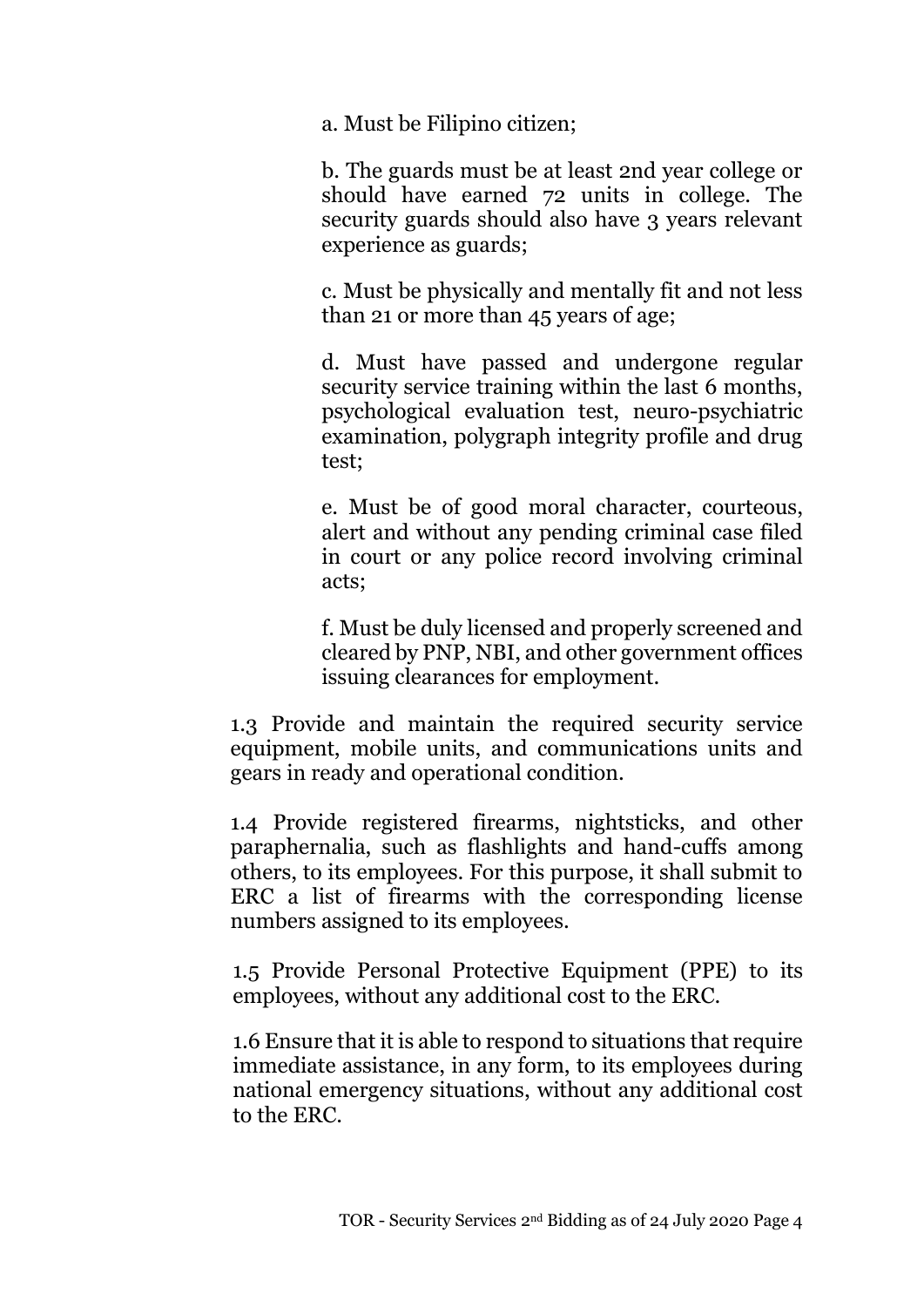a. Must be Filipino citizen;

b. The guards must be at least 2nd year college or should have earned 72 units in college. The security guards should also have 3 years relevant experience as guards;

c. Must be physically and mentally fit and not less than 21 or more than 45 years of age;

d. Must have passed and undergone regular security service training within the last 6 months, psychological evaluation test, neuro-psychiatric examination, polygraph integrity profile and drug test;

e. Must be of good moral character, courteous, alert and without any pending criminal case filed in court or any police record involving criminal acts;

f. Must be duly licensed and properly screened and cleared by PNP, NBI, and other government offices issuing clearances for employment.

1.3 Provide and maintain the required security service equipment, mobile units, and communications units and gears in ready and operational condition.

1.4 Provide registered firearms, nightsticks, and other paraphernalia, such as flashlights and hand-cuffs among others, to its employees. For this purpose, it shall submit to ERC a list of firearms with the corresponding license numbers assigned to its employees.

1.5 Provide Personal Protective Equipment (PPE) to its employees, without any additional cost to the ERC.

1.6 Ensure that it is able to respond to situations that require immediate assistance, in any form, to its employees during national emergency situations, without any additional cost to the ERC.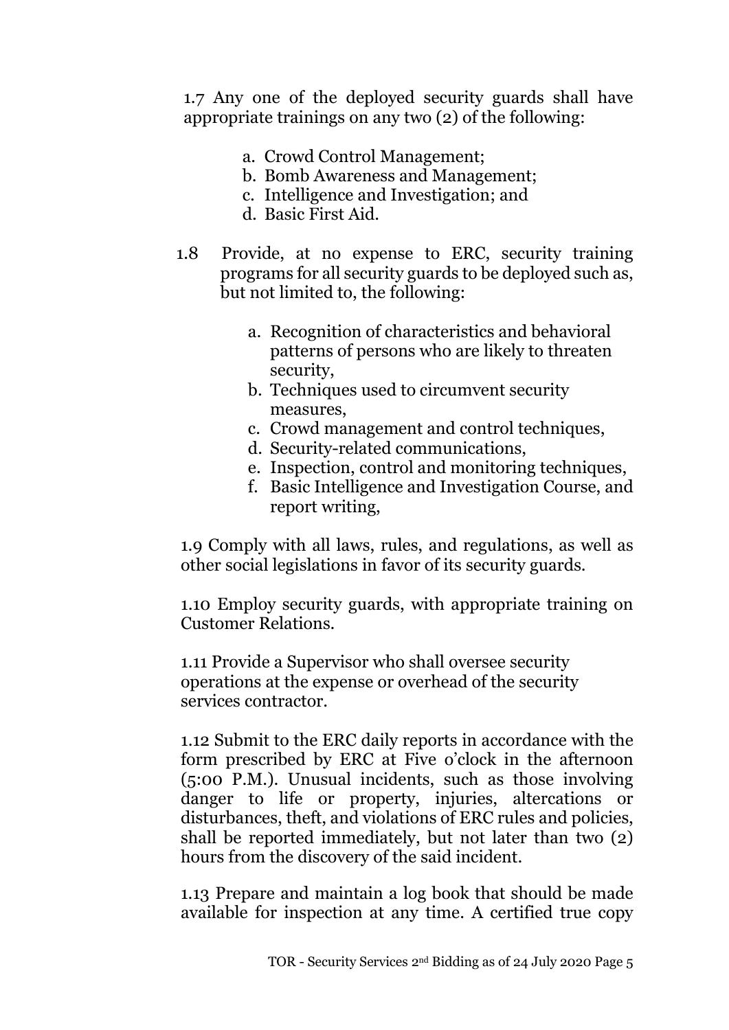1.7 Any one of the deployed security guards shall have appropriate trainings on any two (2) of the following:

a. Crowd Control Management;
b. Bomb Awareness and Management;
c. Intelligence and Investigation; and
d. Basic First Aid.

1.8 Provide, at no expense to ERC, security training programs for all security guards to be deployed such as, but not limited to, the following:

a. Recognition of characteristics and behavioral patterns of persons who are likely to threaten security,
b. Techniques used to circumvent security measures,
c. Crowd management and control techniques,
d. Security-related communications,
e. Inspection, control and monitoring techniques,
f. Basic Intelligence and Investigation Course, and report writing,

1.9 Comply with all laws, rules, and regulations, as well as other social legislations in favor of its security guards.

1.10 Employ security guards, with appropriate training on Customer Relations.

1.11 Provide a Supervisor who shall oversee security operations at the expense or overhead of the security services contractor.

1.12 Submit to the ERC daily reports in accordance with the form prescribed by ERC at Five o'clock in the afternoon (5:00 P.M.). Unusual incidents, such as those involving danger to life or property, injuries, altercations or disturbances, theft, and violations of ERC rules and policies, shall be reported immediately, but not later than two (2) hours from the discovery of the said incident.

1.13 Prepare and maintain a log book that should be made available for inspection at any time. A certified true copy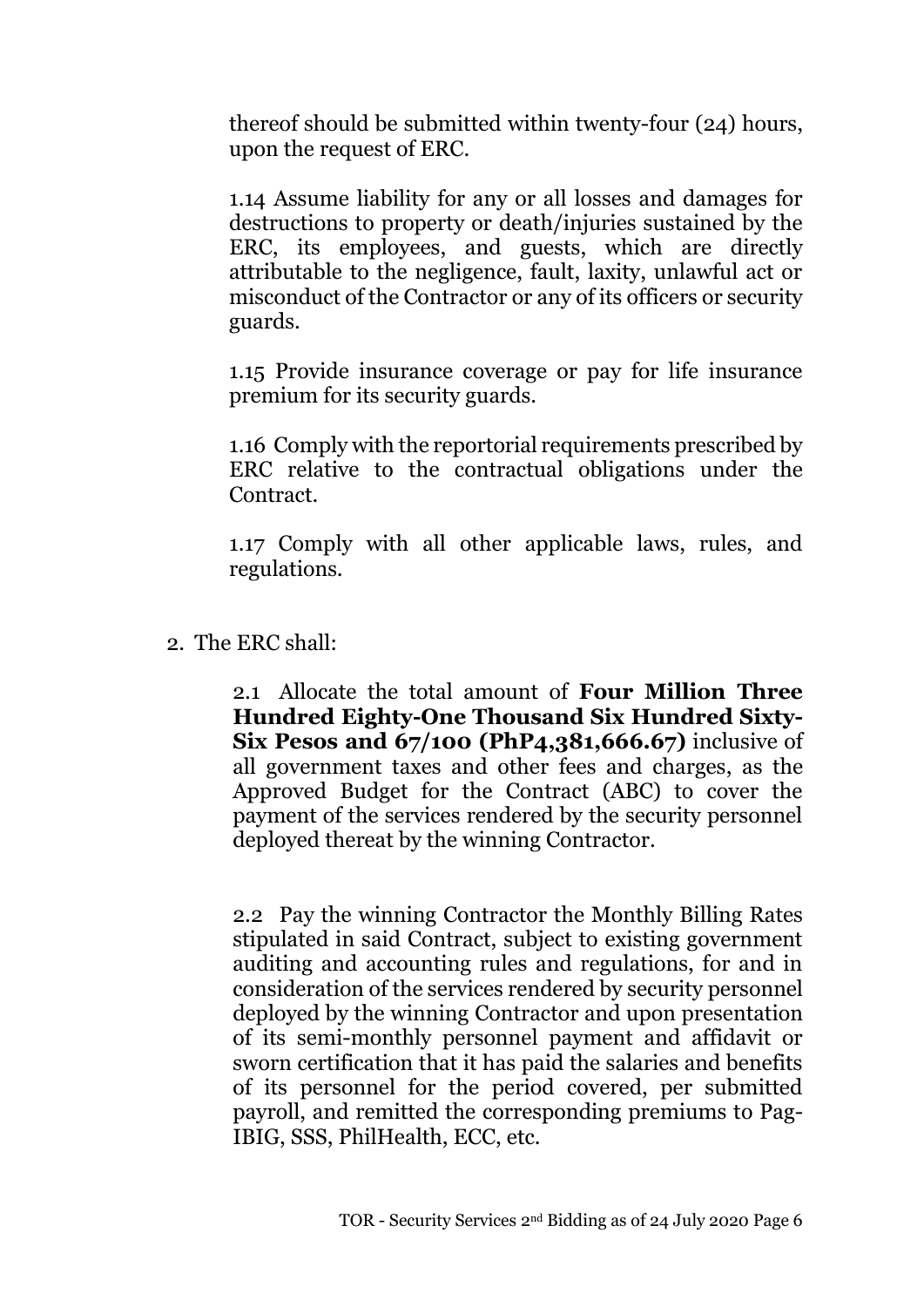thereof should be submitted within twenty-four (24) hours, upon the request of ERC.

1.14 Assume liability for any or all losses and damages for destructions to property or death/injuries sustained by the ERC, its employees, and guests, which are directly attributable to the negligence, fault, laxity, unlawful act or misconduct of the Contractor or any of its officers or security guards.

1.15 Provide insurance coverage or pay for life insurance premium for its security guards.

1.16 Comply with the reportorial requirements prescribed by ERC relative to the contractual obligations under the Contract.

1.17 Comply with all other applicable laws, rules, and regulations.

2. The ERC shall:

2.1 Allocate the total amount of **Four Million Three Hundred Eighty-One Thousand Six Hundred Sixty-Six Pesos and 67/100 (PhP4,381,666.67)** inclusive of all government taxes and other fees and charges, as the Approved Budget for the Contract (ABC) to cover the payment of the services rendered by the security personnel deployed thereat by the winning Contractor.

2.2 Pay the winning Contractor the Monthly Billing Rates stipulated in said Contract, subject to existing government auditing and accounting rules and regulations, for and in consideration of the services rendered by security personnel deployed by the winning Contractor and upon presentation of its semi-monthly personnel payment and affidavit or sworn certification that it has paid the salaries and benefits of its personnel for the period covered, per submitted payroll, and remitted the corresponding premiums to Pag-IBIG, SSS, PhilHealth, ECC, etc.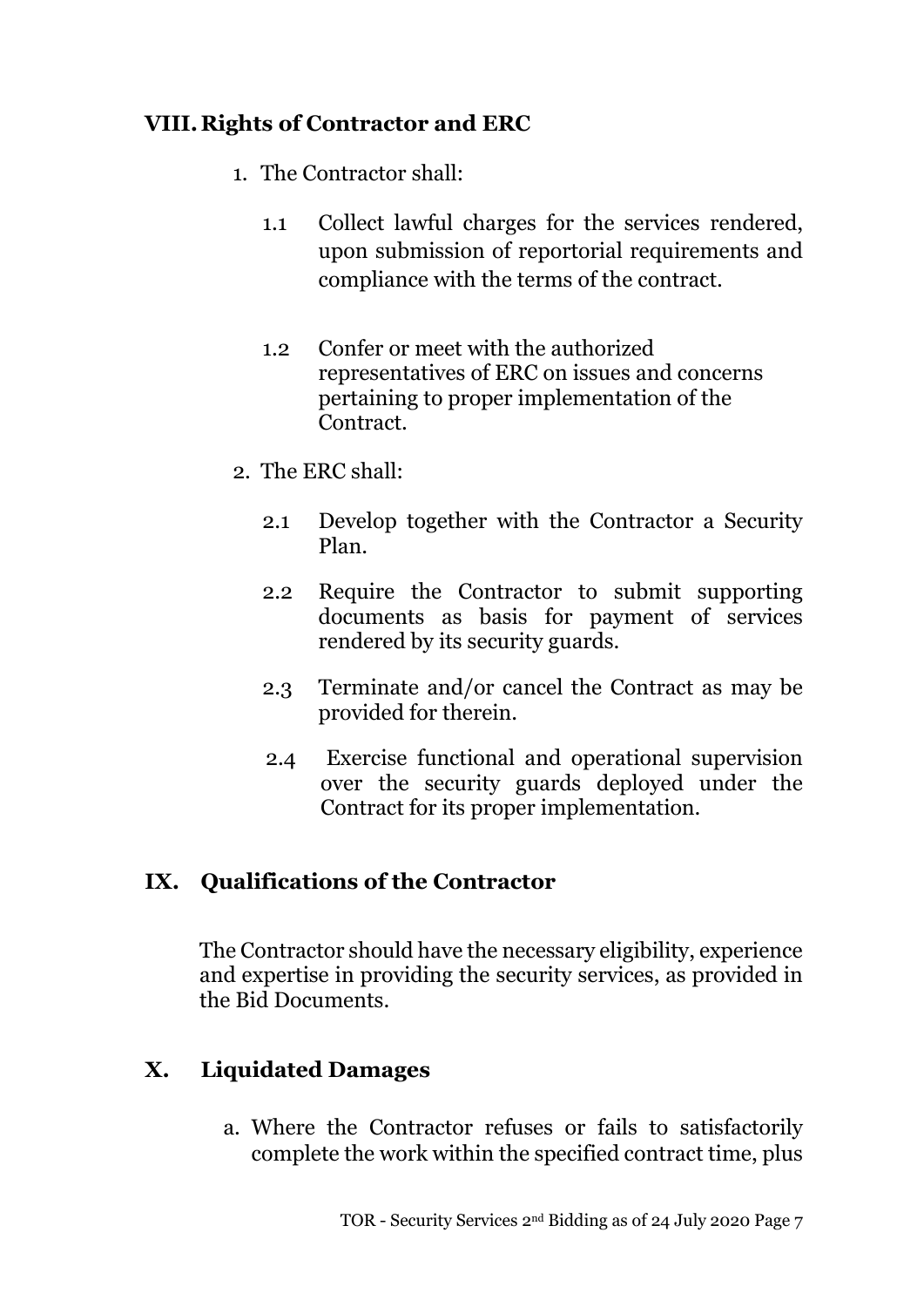## VIII. Rights of Contractor and ERC

1. The Contractor shall:

    1.1 Collect lawful charges for the services rendered, upon submission of reportorial requirements and compliance with the terms of the contract.

    1.2 Confer or meet with the authorized representatives of ERC on issues and concerns pertaining to proper implementation of the Contract.

2. The ERC shall:

    2.1 Develop together with the Contractor a Security Plan.

    2.2 Require the Contractor to submit supporting documents as basis for payment of services rendered by its security guards.

    2.3 Terminate and/or cancel the Contract as may be provided for therein.

    2.4 Exercise functional and operational supervision over the security guards deployed under the Contract for its proper implementation.

## IX. Qualifications of the Contractor

The Contractor should have the necessary eligibility, experience and expertise in providing the security services, as provided in the Bid Documents.

## X. Liquidated Damages

a. Where the Contractor refuses or fails to satisfactorily complete the work within the specified contract time, plus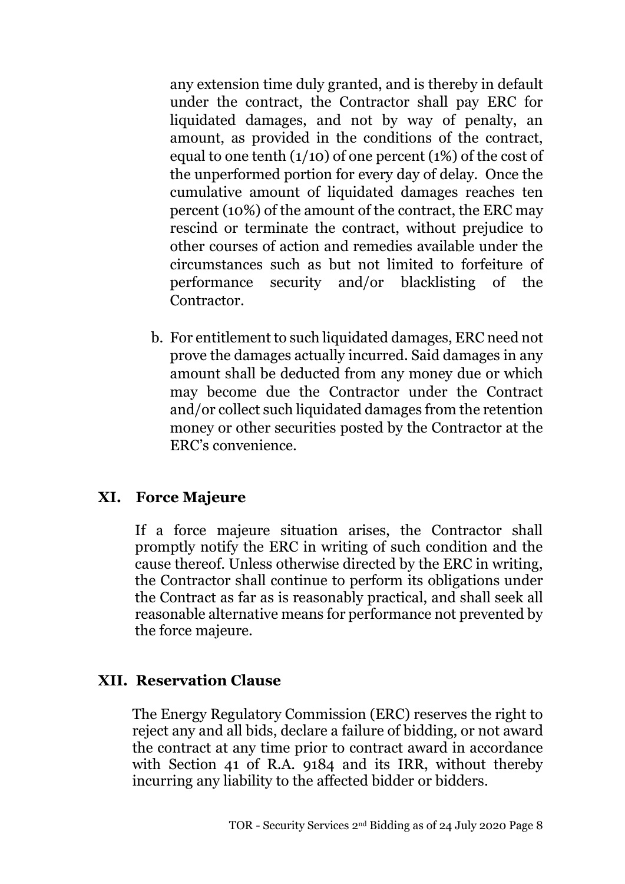any extension time duly granted, and is thereby in default under the contract, the Contractor shall pay ERC for liquidated damages, and not by way of penalty, an amount, as provided in the conditions of the contract, equal to one tenth (1/10) of one percent (1%) of the cost of the unperformed portion for every day of delay. Once the cumulative amount of liquidated damages reaches ten percent (10%) of the amount of the contract, the ERC may rescind or terminate the contract, without prejudice to other courses of action and remedies available under the circumstances such as but not limited to forfeiture of performance security and/or blacklisting of the Contractor.

b. For entitlement to such liquidated damages, ERC need not prove the damages actually incurred. Said damages in any amount shall be deducted from any money due or which may become due the Contractor under the Contract and/or collect such liquidated damages from the retention money or other securities posted by the Contractor at the ERC's convenience.

## XI. Force Majeure

If a force majeure situation arises, the Contractor shall promptly notify the ERC in writing of such condition and the cause thereof. Unless otherwise directed by the ERC in writing, the Contractor shall continue to perform its obligations under the Contract as far as is reasonably practical, and shall seek all reasonable alternative means for performance not prevented by the force majeure.

## XII. Reservation Clause

The Energy Regulatory Commission (ERC) reserves the right to reject any and all bids, declare a failure of bidding, or not award the contract at any time prior to contract award in accordance with Section 41 of R.A. 9184 and its IRR, without thereby incurring any liability to the affected bidder or bidders.